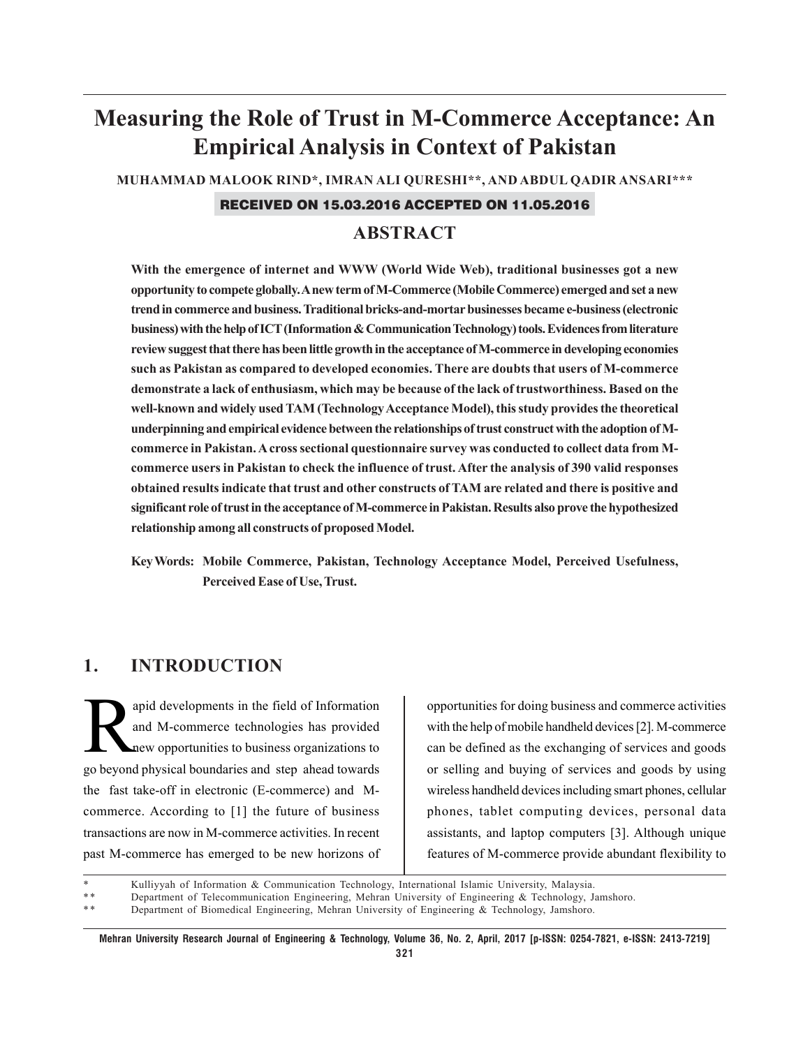# Measuring the Role of Trust in M-Commerce Acceptance: An Empirical Analysis in Context of Pakistan

**MUHAMMAD MALOOK RIND\*, IMRAN ALI QURESHI\*\*, AND ABDUL QADIR ANSARI\*\*\***

**RECEIVED ON 15.03.2016 ACCEPTED ON 11.05.2016**

## ABSTRACT

**With the emergence of internet and WWW (World Wide Web), traditional businesses got a new opportunity to compete globally. A new term of M-Commerce (Mobile Commerce) emerged and set a new trend in commerce and business. Traditional bricks-and-mortar businesses became e-business (electronic business) with the help of ICT (Information & Communication Technology) tools. Evidences from literature review suggest that there has been little growth in the acceptance of M-commerce in developing economies such as Pakistan as compared to developed economies. There are doubts that users of M-commerce demonstrate a lack of enthusiasm, which may be because of the lack of trustworthiness. Based on the well-known and widely used TAM (Technology Acceptance Model), this study provides the theoretical underpinning and empirical evidence between the relationships of trust construct with the adoption of M-commerce in Pakistan. A cross sectional questionnaire survey was conducted to collect data from M-commerce users in Pakistan to check the influence of trust. After the analysis of 390 valid responses obtained results indicate that trust and other constructs of TAM are related and there is positive and significant role of trust in the acceptance of M-commerce in Pakistan. Results also prove the hypothesized relationship among all constructs of proposed Model.**

**Key Words: Mobile Commerce, Pakistan, Technology Acceptance Model, Perceived Usefulness, Perceived Ease of Use, Trust.**

## 1. INTRODUCTION

Rapid developments in the field of Information and M-commerce technologies has provided new opportunities to business organizations to go beyond physical boundaries and step ahead towards the fast take-off in electronic (E-commerce) and M-commerce. According to [1] the future of business transactions are now in M-commerce activities. In recent past M-commerce has emerged to be new horizons of opportunities for doing business and commerce activities with the help of mobile handheld devices [2]. M-commerce can be defined as the exchanging of services and goods or selling and buying of services and goods by using wireless handheld devices including smart phones, cellular phones, tablet computing devices, personal data assistants, and laptop computers [3]. Although unique features of M-commerce provide abundant flexibility to

\* Kulliyyah of Information & Communication Technology, International Islamic University, Malaysia.
\*\* Department of Telecommunication Engineering, Mehran University of Engineering & Technology, Jamshoro.
\*\* Department of Biomedical Engineering, Mehran University of Engineering & Technology, Jamshoro.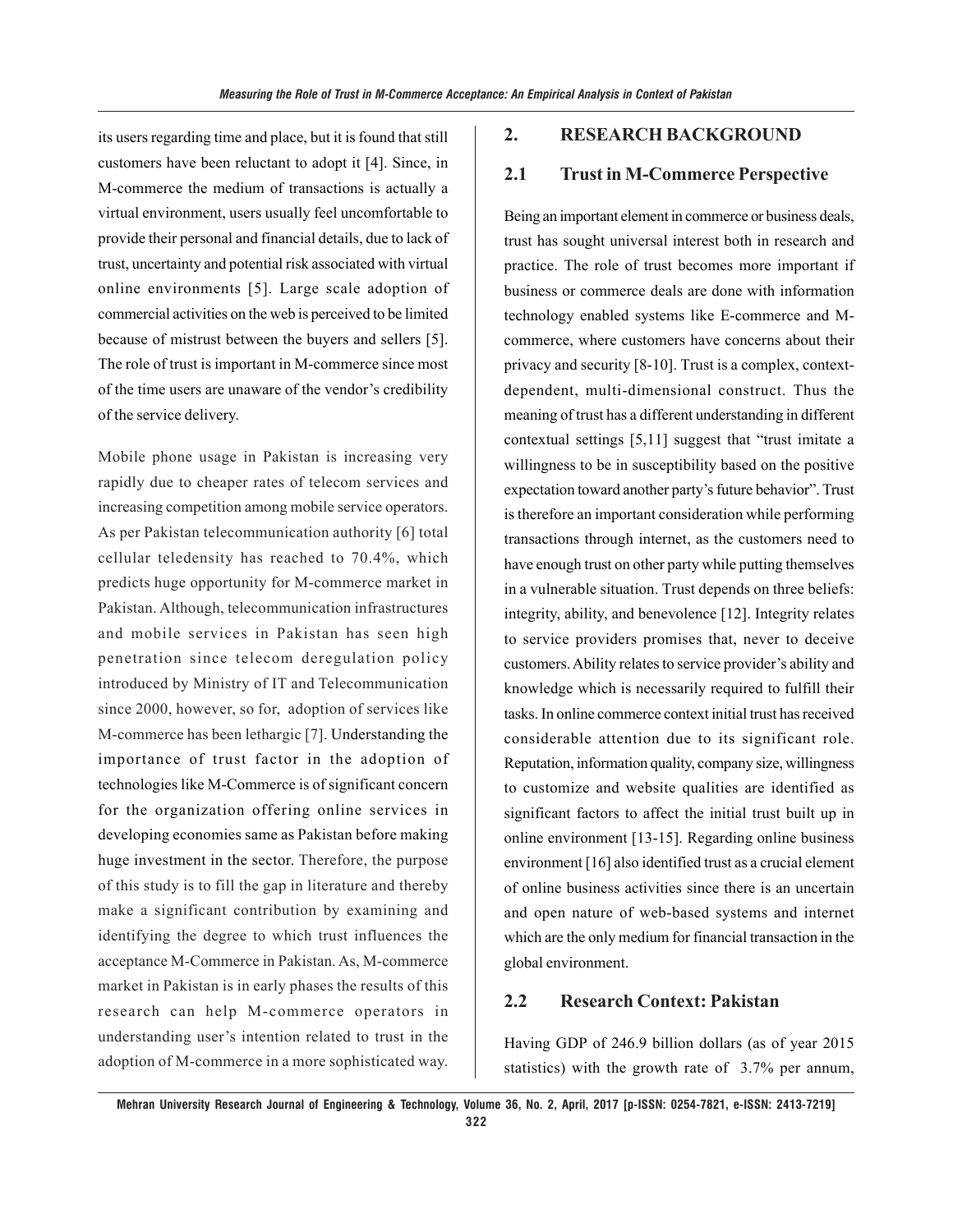its users regarding time and place, but it is found that still customers have been reluctant to adopt it [4]. Since, in M-commerce the medium of transactions is actually a virtual environment, users usually feel uncomfortable to provide their personal and financial details, due to lack of trust, uncertainty and potential risk associated with virtual online environments [5]. Large scale adoption of commercial activities on the web is perceived to be limited because of mistrust between the buyers and sellers [5]. The role of trust is important in M-commerce since most of the time users are unaware of the vendor's credibility of the service delivery.

Mobile phone usage in Pakistan is increasing very rapidly due to cheaper rates of telecom services and increasing competition among mobile service operators. As per Pakistan telecommunication authority [6] total cellular teledensity has reached to 70.4%, which predicts huge opportunity for M-commerce market in Pakistan. Although, telecommunication infrastructures and mobile services in Pakistan has seen high penetration since telecom deregulation policy introduced by Ministry of IT and Telecommunication since 2000, however, so for, adoption of services like M-commerce has been lethargic [7]. Understanding the importance of trust factor in the adoption of technologies like M-Commerce is of significant concern for the organization offering online services in developing economies same as Pakistan before making huge investment in the sector. Therefore, the purpose of this study is to fill the gap in literature and thereby make a significant contribution by examining and identifying the degree to which trust influences the acceptance M-Commerce in Pakistan. As, M-commerce market in Pakistan is in early phases the results of this research can help M-commerce operators in understanding user's intention related to trust in the adoption of M-commerce in a more sophisticated way.

## 2. RESEARCH BACKGROUND

### 2.1 Trust in M-Commerce Perspective

Being an important element in commerce or business deals, trust has sought universal interest both in research and practice. The role of trust becomes more important if business or commerce deals are done with information technology enabled systems like E-commerce and M-commerce, where customers have concerns about their privacy and security [8-10]. Trust is a complex, context-dependent, multi-dimensional construct. Thus the meaning of trust has a different understanding in different contextual settings [5,11] suggest that "trust imitate a willingness to be in susceptibility based on the positive expectation toward another party's future behavior". Trust is therefore an important consideration while performing transactions through internet, as the customers need to have enough trust on other party while putting themselves in a vulnerable situation. Trust depends on three beliefs: integrity, ability, and benevolence [12]. Integrity relates to service providers promises that, never to deceive customers. Ability relates to service provider's ability and knowledge which is necessarily required to fulfill their tasks. In online commerce context initial trust has received considerable attention due to its significant role. Reputation, information quality, company size, willingness to customize and website qualities are identified as significant factors to affect the initial trust built up in online environment [13-15]. Regarding online business environment [16] also identified trust as a crucial element of online business activities since there is an uncertain and open nature of web-based systems and internet which are the only medium for financial transaction in the global environment.

### 2.2 Research Context: Pakistan

Having GDP of 246.9 billion dollars (as of year 2015 statistics) with the growth rate of 3.7% per annum,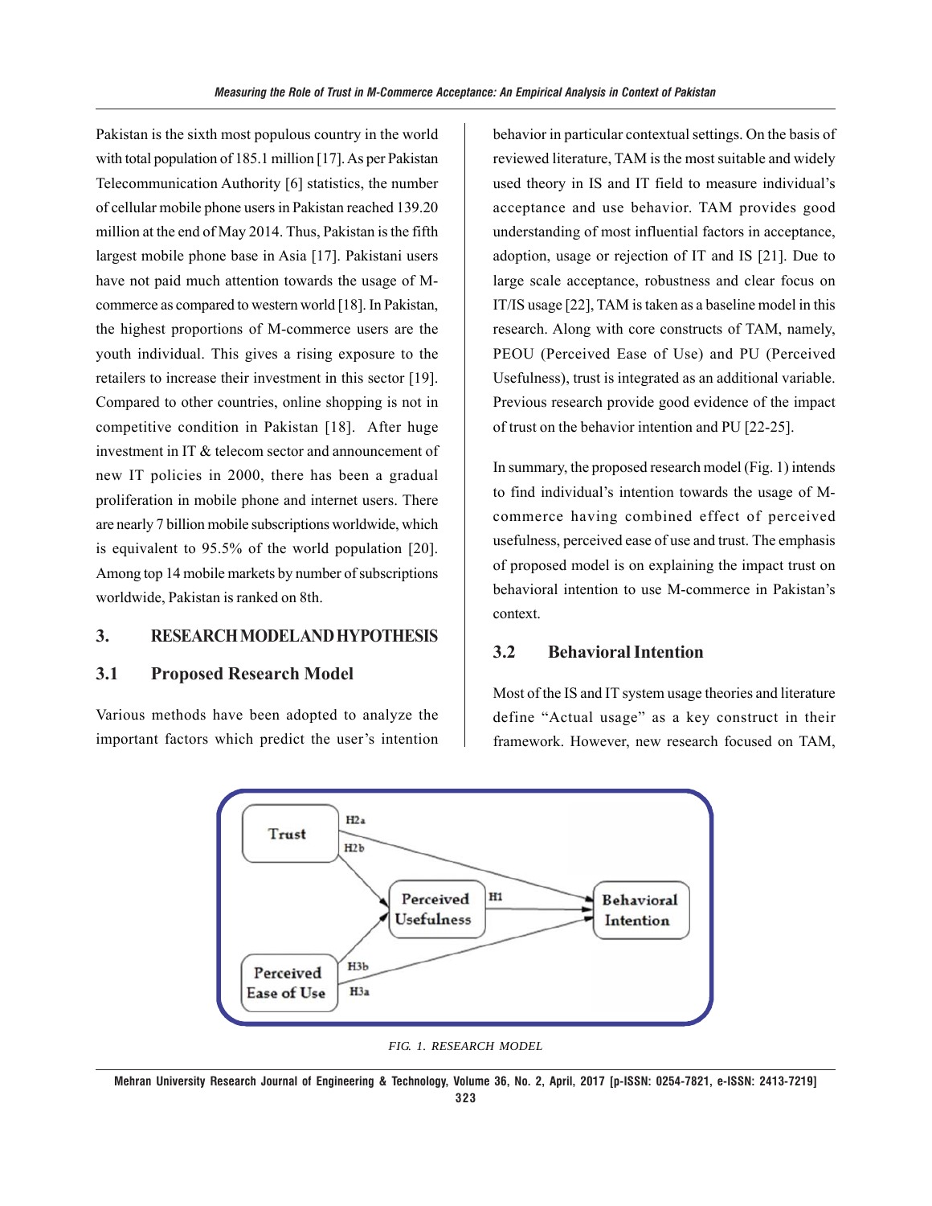Pakistan is the sixth most populous country in the world with total population of 185.1 million [17]. As per Pakistan Telecommunication Authority [6] statistics, the number of cellular mobile phone users in Pakistan reached 139.20 million at the end of May 2014. Thus, Pakistan is the fifth largest mobile phone base in Asia [17]. Pakistani users have not paid much attention towards the usage of M-commerce as compared to western world [18]. In Pakistan, the highest proportions of M-commerce users are the youth individual. This gives a rising exposure to the retailers to increase their investment in this sector [19]. Compared to other countries, online shopping is not in competitive condition in Pakistan [18]. After huge investment in IT & telecom sector and announcement of new IT policies in 2000, there has been a gradual proliferation in mobile phone and internet users. There are nearly 7 billion mobile subscriptions worldwide, which is equivalent to 95.5% of the world population [20]. Among top 14 mobile markets by number of subscriptions worldwide, Pakistan is ranked on 8th.

## 3. RESEARCH MODEL AND HYPOTHESIS

### 3.1 Proposed Research Model

Various methods have been adopted to analyze the important factors which predict the user's intention behavior in particular contextual settings. On the basis of reviewed literature, TAM is the most suitable and widely used theory in IS and IT field to measure individual's acceptance and use behavior. TAM provides good understanding of most influential factors in acceptance, adoption, usage or rejection of IT and IS [21]. Due to large scale acceptance, robustness and clear focus on IT/IS usage [22], TAM is taken as a baseline model in this research. Along with core constructs of TAM, namely, PEOU (Perceived Ease of Use) and PU (Perceived Usefulness), trust is integrated as an additional variable. Previous research provide good evidence of the impact of trust on the behavior intention and PU [22-25].

In summary, the proposed research model (Fig. 1) intends to find individual's intention towards the usage of M-commerce having combined effect of perceived usefulness, perceived ease of use and trust. The emphasis of proposed model is on explaining the impact trust on behavioral intention to use M-commerce in Pakistan's context.

### 3.2 Behavioral Intention

Most of the IS and IT system usage theories and literature define "Actual usage" as a key construct in their framework. However, new research focused on TAM,

Trust → (H2a) Behavioral Intention; Trust → (H2b) Perceived Usefulness; Perceived Usefulness → (H1) Behavioral Intention; Perceived Ease of Use → (H3b) Perceived Usefulness; Perceived Ease of Use → (H3a) Behavioral Intention

*FIG. 1. RESEARCH MODEL*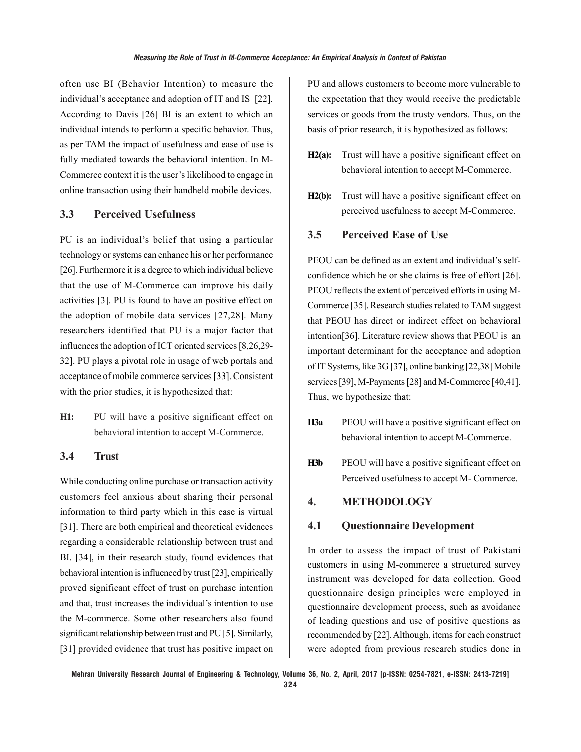often use BI (Behavior Intention) to measure the individual's acceptance and adoption of IT and IS [22]. According to Davis [26] BI is an extent to which an individual intends to perform a specific behavior. Thus, as per TAM the impact of usefulness and ease of use is fully mediated towards the behavioral intention. In M-Commerce context it is the user's likelihood to engage in online transaction using their handheld mobile devices.

### 3.3 Perceived Usefulness

PU is an individual's belief that using a particular technology or systems can enhance his or her performance [26]. Furthermore it is a degree to which individual believe that the use of M-Commerce can improve his daily activities [3]. PU is found to have an positive effect on the adoption of mobile data services [27,28]. Many researchers identified that PU is a major factor that influences the adoption of ICT oriented services [8,26,29-32]. PU plays a pivotal role in usage of web portals and acceptance of mobile commerce services [33]. Consistent with the prior studies, it is hypothesized that:

**H1:** PU will have a positive significant effect on behavioral intention to accept M-Commerce.

### 3.4 Trust

While conducting online purchase or transaction activity customers feel anxious about sharing their personal information to third party which in this case is virtual [31]. There are both empirical and theoretical evidences regarding a considerable relationship between trust and BI. [34], in their research study, found evidences that behavioral intention is influenced by trust [23], empirically proved significant effect of trust on purchase intention and that, trust increases the individual's intention to use the M-commerce. Some other researchers also found significant relationship between trust and PU [5]. Similarly, [31] provided evidence that trust has positive impact on PU and allows customers to become more vulnerable to the expectation that they would receive the predictable services or goods from the trusty vendors. Thus, on the basis of prior research, it is hypothesized as follows:

**H2(a):** Trust will have a positive significant effect on behavioral intention to accept M-Commerce.

**H2(b):** Trust will have a positive significant effect on perceived usefulness to accept M-Commerce.

### 3.5 Perceived Ease of Use

PEOU can be defined as an extent and individual's self-confidence which he or she claims is free of effort [26]. PEOU reflects the extent of perceived efforts in using M-Commerce [35]. Research studies related to TAM suggest that PEOU has direct or indirect effect on behavioral intention[36]. Literature review shows that PEOU is an important determinant for the acceptance and adoption of IT Systems, like 3G [37], online banking [22,38] Mobile services [39], M-Payments [28] and M-Commerce [40,41]. Thus, we hypothesize that:

**H3a** PEOU will have a positive significant effect on behavioral intention to accept M-Commerce.

**H3b** PEOU will have a positive significant effect on Perceived usefulness to accept M- Commerce.

## 4. METHODOLOGY

### 4.1 Questionnaire Development

In order to assess the impact of trust of Pakistani customers in using M-commerce a structured survey instrument was developed for data collection. Good questionnaire design principles were employed in questionnaire development process, such as avoidance of leading questions and use of positive questions as recommended by [22]. Although, items for each construct were adopted from previous research studies done in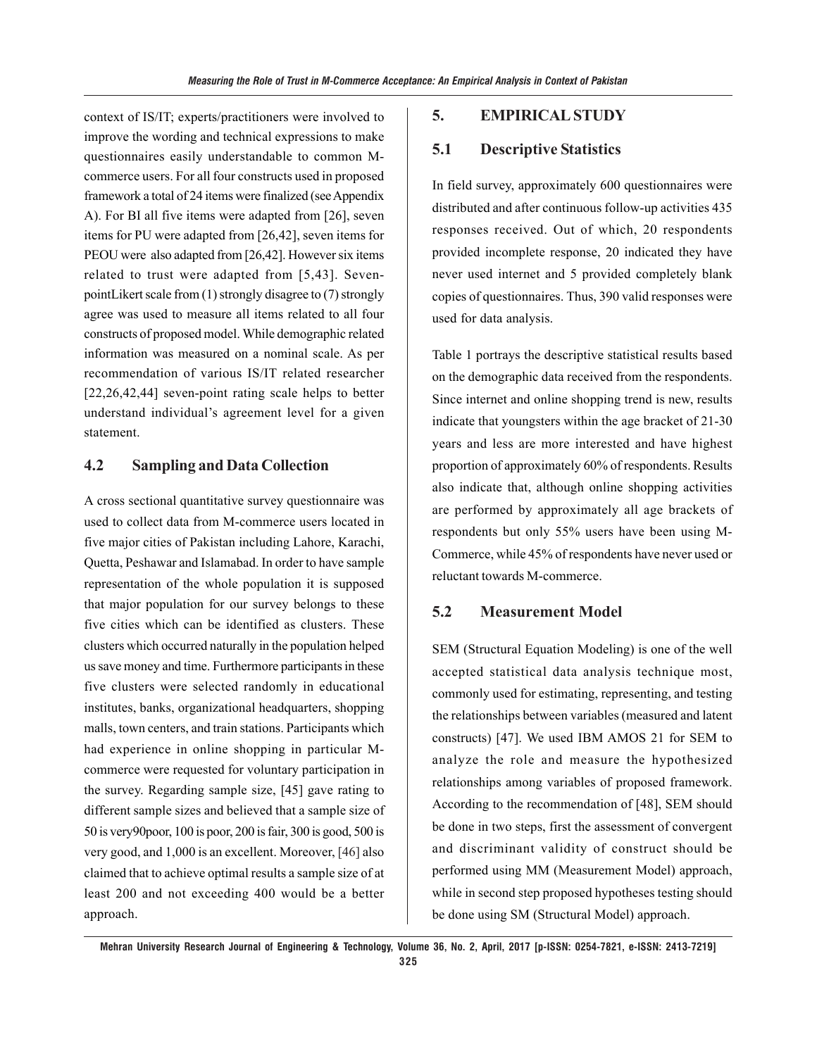context of IS/IT; experts/practitioners were involved to improve the wording and technical expressions to make questionnaires easily understandable to common M-commerce users. For all four constructs used in proposed framework a total of 24 items were finalized (see Appendix A). For BI all five items were adapted from [26], seven items for PU were adapted from [26,42], seven items for PEOU were also adapted from [26,42]. However six items related to trust were adapted from [5,43]. Seven-pointLikert scale from (1) strongly disagree to (7) strongly agree was used to measure all items related to all four constructs of proposed model. While demographic related information was measured on a nominal scale. As per recommendation of various IS/IT related researcher [22,26,42,44] seven-point rating scale helps to better understand individual's agreement level for a given statement.

## 4.2 Sampling and Data Collection

A cross sectional quantitative survey questionnaire was used to collect data from M-commerce users located in five major cities of Pakistan including Lahore, Karachi, Quetta, Peshawar and Islamabad. In order to have sample representation of the whole population it is supposed that major population for our survey belongs to these five cities which can be identified as clusters. These clusters which occurred naturally in the population helped us save money and time. Furthermore participants in these five clusters were selected randomly in educational institutes, banks, organizational headquarters, shopping malls, town centers, and train stations. Participants which had experience in online shopping in particular M-commerce were requested for voluntary participation in the survey. Regarding sample size, [45] gave rating to different sample sizes and believed that a sample size of 50 is very90poor, 100 is poor, 200 is fair, 300 is good, 500 is very good, and 1,000 is an excellent. Moreover, [46] also claimed that to achieve optimal results a sample size of at least 200 and not exceeding 400 would be a better approach.

# 5. EMPIRICAL STUDY

## 5.1 Descriptive Statistics

In field survey, approximately 600 questionnaires were distributed and after continuous follow-up activities 435 responses received. Out of which, 20 respondents provided incomplete response, 20 indicated they have never used internet and 5 provided completely blank copies of questionnaires. Thus, 390 valid responses were used for data analysis.

Table 1 portrays the descriptive statistical results based on the demographic data received from the respondents. Since internet and online shopping trend is new, results indicate that youngsters within the age bracket of 21-30 years and less are more interested and have highest proportion of approximately 60% of respondents. Results also indicate that, although online shopping activities are performed by approximately all age brackets of respondents but only 55% users have been using M-Commerce, while 45% of respondents have never used or reluctant towards M-commerce.

## 5.2 Measurement Model

SEM (Structural Equation Modeling) is one of the well accepted statistical data analysis technique most, commonly used for estimating, representing, and testing the relationships between variables (measured and latent constructs) [47]. We used IBM AMOS 21 for SEM to analyze the role and measure the hypothesized relationships among variables of proposed framework. According to the recommendation of [48], SEM should be done in two steps, first the assessment of convergent and discriminant validity of construct should be performed using MM (Measurement Model) approach, while in second step proposed hypotheses testing should be done using SM (Structural Model) approach.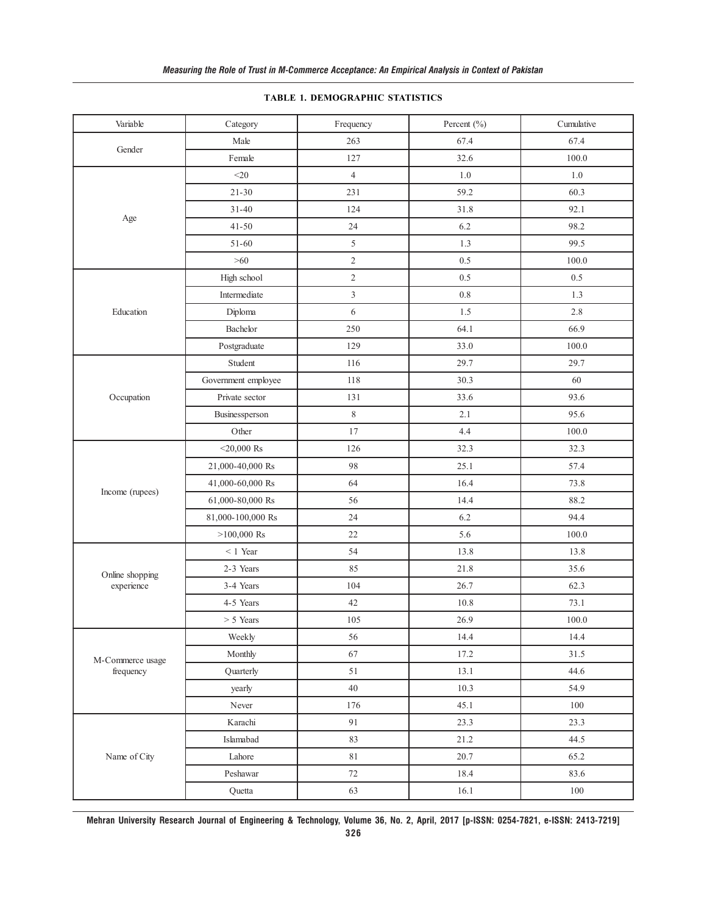**TABLE 1. DEMOGRAPHIC STATISTICS**

| Variable | Category | Frequency | Percent (%) | Cumulative |
|---|---|---|---|---|
| Gender | Male | 263 | 67.4 | 67.4 |
| | Female | 127 | 32.6 | 100.0 |
| Age | <20 | 4 | 1.0 | 1.0 |
| | 21-30 | 231 | 59.2 | 60.3 |
| | 31-40 | 124 | 31.8 | 92.1 |
| | 41-50 | 24 | 6.2 | 98.2 |
| | 51-60 | 5 | 1.3 | 99.5 |
| | >60 | 2 | 0.5 | 100.0 |
| Education | High school | 2 | 0.5 | 0.5 |
| | Intermediate | 3 | 0.8 | 1.3 |
| | Diploma | 6 | 1.5 | 2.8 |
| | Bachelor | 250 | 64.1 | 66.9 |
| | Postgraduate | 129 | 33.0 | 100.0 |
| Occupation | Student | 116 | 29.7 | 29.7 |
| | Government employee | 118 | 30.3 | 60 |
| | Private sector | 131 | 33.6 | 93.6 |
| | Businessperson | 8 | 2.1 | 95.6 |
| | Other | 17 | 4.4 | 100.0 |
| Income (rupees) | <20,000 Rs | 126 | 32.3 | 32.3 |
| | 21,000-40,000 Rs | 98 | 25.1 | 57.4 |
| | 41,000-60,000 Rs | 64 | 16.4 | 73.8 |
| | 61,000-80,000 Rs | 56 | 14.4 | 88.2 |
| | 81,000-100,000 Rs | 24 | 6.2 | 94.4 |
| | >100,000 Rs | 22 | 5.6 | 100.0 |
| Online shopping experience | < 1 Year | 54 | 13.8 | 13.8 |
| | 2-3 Years | 85 | 21.8 | 35.6 |
| | 3-4 Years | 104 | 26.7 | 62.3 |
| | 4-5 Years | 42 | 10.8 | 73.1 |
| | > 5 Years | 105 | 26.9 | 100.0 |
| M-Commerce usage frequency | Weekly | 56 | 14.4 | 14.4 |
| | Monthly | 67 | 17.2 | 31.5 |
| | Quarterly | 51 | 13.1 | 44.6 |
| | yearly | 40 | 10.3 | 54.9 |
| | Never | 176 | 45.1 | 100 |
| Name of City | Karachi | 91 | 23.3 | 23.3 |
| | Islamabad | 83 | 21.2 | 44.5 |
| | Lahore | 81 | 20.7 | 65.2 |
| | Peshawar | 72 | 18.4 | 83.6 |
| | Quetta | 63 | 16.1 | 100 |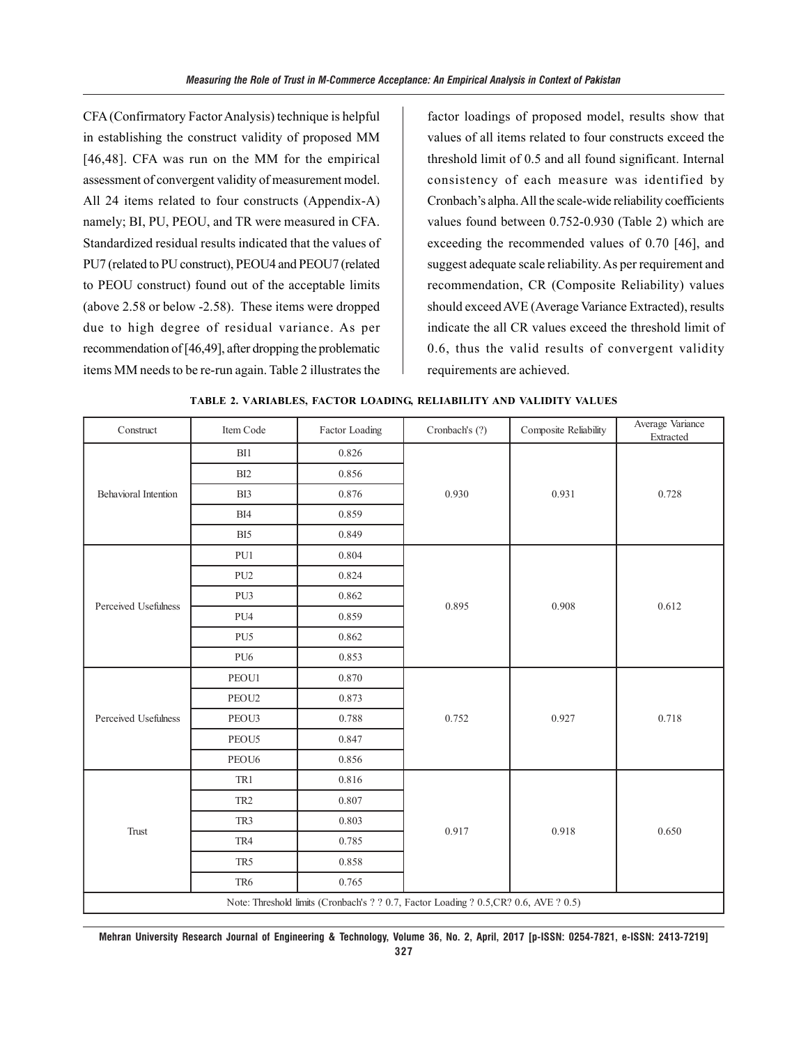CFA (Confirmatory Factor Analysis) technique is helpful in establishing the construct validity of proposed MM [46,48]. CFA was run on the MM for the empirical assessment of convergent validity of measurement model. All 24 items related to four constructs (Appendix-A) namely; BI, PU, PEOU, and TR were measured in CFA. Standardized residual results indicated that the values of PU7 (related to PU construct), PEOU4 and PEOU7 (related to PEOU construct) found out of the acceptable limits (above 2.58 or below -2.58). These items were dropped due to high degree of residual variance. As per recommendation of [46,49], after dropping the problematic items MM needs to be re-run again. Table 2 illustrates the factor loadings of proposed model, results show that values of all items related to four constructs exceed the threshold limit of 0.5 and all found significant. Internal consistency of each measure was identified by Cronbach's alpha. All the scale-wide reliability coefficients values found between 0.752-0.930 (Table 2) which are exceeding the recommended values of 0.70 [46], and suggest adequate scale reliability. As per requirement and recommendation, CR (Composite Reliability) values should exceed AVE (Average Variance Extracted), results indicate the all CR values exceed the threshold limit of 0.6, thus the valid results of convergent validity requirements are achieved.

**TABLE 2. VARIABLES, FACTOR LOADING, RELIABILITY AND VALIDITY VALUES**

| Construct | Item Code | Factor Loading | Cronbach's (?) | Composite Reliability | Average Variance Extracted |
|---|---|---|---|---|---|
| Behavioral Intention | BI1 | 0.826 | 0.930 | 0.931 | 0.728 |
| | BI2 | 0.856 | | | |
| | BI3 | 0.876 | | | |
| | BI4 | 0.859 | | | |
| | BI5 | 0.849 | | | |
| Perceived Usefulness | PU1 | 0.804 | 0.895 | 0.908 | 0.612 |
| | PU2 | 0.824 | | | |
| | PU3 | 0.862 | | | |
| | PU4 | 0.859 | | | |
| | PU5 | 0.862 | | | |
| | PU6 | 0.853 | | | |
| Perceived Usefulness | PEOU1 | 0.870 | 0.752 | 0.927 | 0.718 |
| | PEOU2 | 0.873 | | | |
| | PEOU3 | 0.788 | | | |
| | PEOU5 | 0.847 | | | |
| | PEOU6 | 0.856 | | | |
| Trust | TR1 | 0.816 | 0.917 | 0.918 | 0.650 |
| | TR2 | 0.807 | | | |
| | TR3 | 0.803 | | | |
| | TR4 | 0.785 | | | |
| | TR5 | 0.858 | | | |
| | TR6 | 0.765 | | | |

Note: Threshold limits (Cronbach's ? ? 0.7, Factor Loading ? 0.5,CR? 0.6, AVE ? 0.5)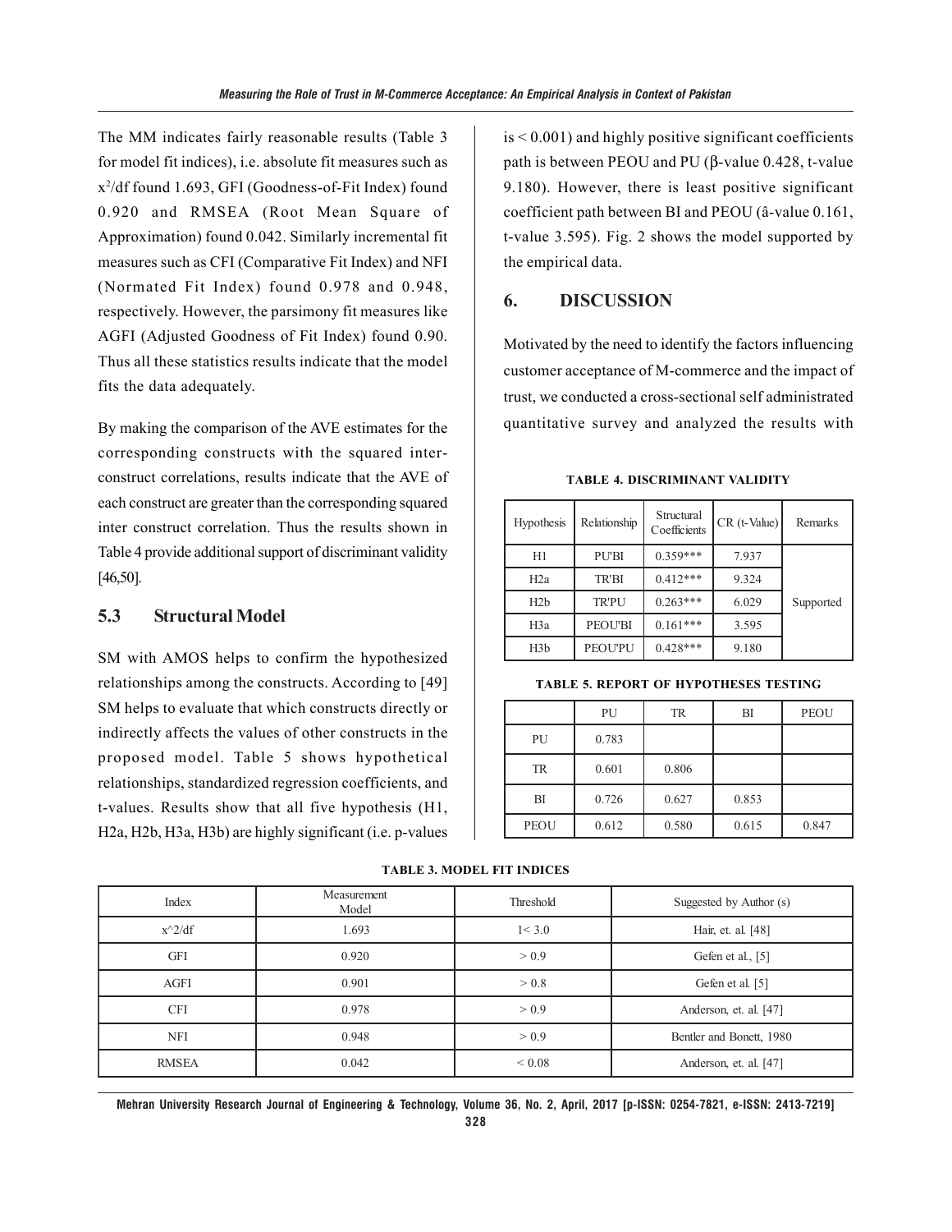The MM indicates fairly reasonable results (Table 3 for model fit indices), i.e. absolute fit measures such as $x^2$/df found 1.693, GFI (Goodness-of-Fit Index) found 0.920 and RMSEA (Root Mean Square of Approximation) found 0.042. Similarly incremental fit measures such as CFI (Comparative Fit Index) and NFI (Normated Fit Index) found 0.978 and 0.948, respectively. However, the parsimony fit measures like AGFI (Adjusted Goodness of Fit Index) found 0.90. Thus all these statistics results indicate that the model fits the data adequately.

By making the comparison of the AVE estimates for the corresponding constructs with the squared inter-construct correlations, results indicate that the AVE of each construct are greater than the corresponding squared inter construct correlation. Thus the results shown in Table 4 provide additional support of discriminant validity [46,50].

### 5.3 Structural Model

SM with AMOS helps to confirm the hypothesized relationships among the constructs. According to [49] SM helps to evaluate that which constructs directly or indirectly affects the values of other constructs in the proposed model. Table 5 shows hypothetical relationships, standardized regression coefficients, and t-values. Results show that all five hypothesis (H1, H2a, H2b, H3a, H3b) are highly significant (i.e. p-values is < 0.001) and highly positive significant coefficients path is between PEOU and PU (β-value 0.428, t-value 9.180). However, there is least positive significant coefficient path between BI and PEOU (â-value 0.161, t-value 3.595). Fig. 2 shows the model supported by the empirical data.

## 6. DISCUSSION

Motivated by the need to identify the factors influencing customer acceptance of M-commerce and the impact of trust, we conducted a cross-sectional self administrated quantitative survey and analyzed the results with

**TABLE 4. DISCRIMINANT VALIDITY**

| Hypothesis | Relationship | Structural Coefficients | CR (t-Value) | Remarks |
|---|---|---|---|---|
| H1 | PU'BI | 0.359*** | 7.937 | Supported |
| H2a | TR'BI | 0.412*** | 9.324 | |
| H2b | TR'PU | 0.263*** | 6.029 | |
| H3a | PEOU'BI | 0.161*** | 3.595 | |
| H3b | PEOU'PU | 0.428*** | 9.180 | |

**TABLE 5. REPORT OF HYPOTHESES TESTING**

| | PU | TR | BI | PEOU |
|---|---|---|---|---|
| PU | 0.783 | | | |
| TR | 0.601 | 0.806 | | |
| BI | 0.726 | 0.627 | 0.853 | |
| PEOU | 0.612 | 0.580 | 0.615 | 0.847 |

**TABLE 3. MODEL FIT INDICES**

| Index | Measurement Model | Threshold | Suggested by Author (s) |
|---|---|---|---|
| x^2/df | 1.693 | 1< 3.0 | Hair, et. al. [48] |
| GFI | 0.920 | > 0.9 | Gefen et al., [5] |
| AGFI | 0.901 | > 0.8 | Gefen et al. [5] |
| CFI | 0.978 | > 0.9 | Anderson, et. al. [47] |
| NFI | 0.948 | > 0.9 | Bentler and Bonett, 1980 |
| RMSEA | 0.042 | < 0.08 | Anderson, et. al. [47] |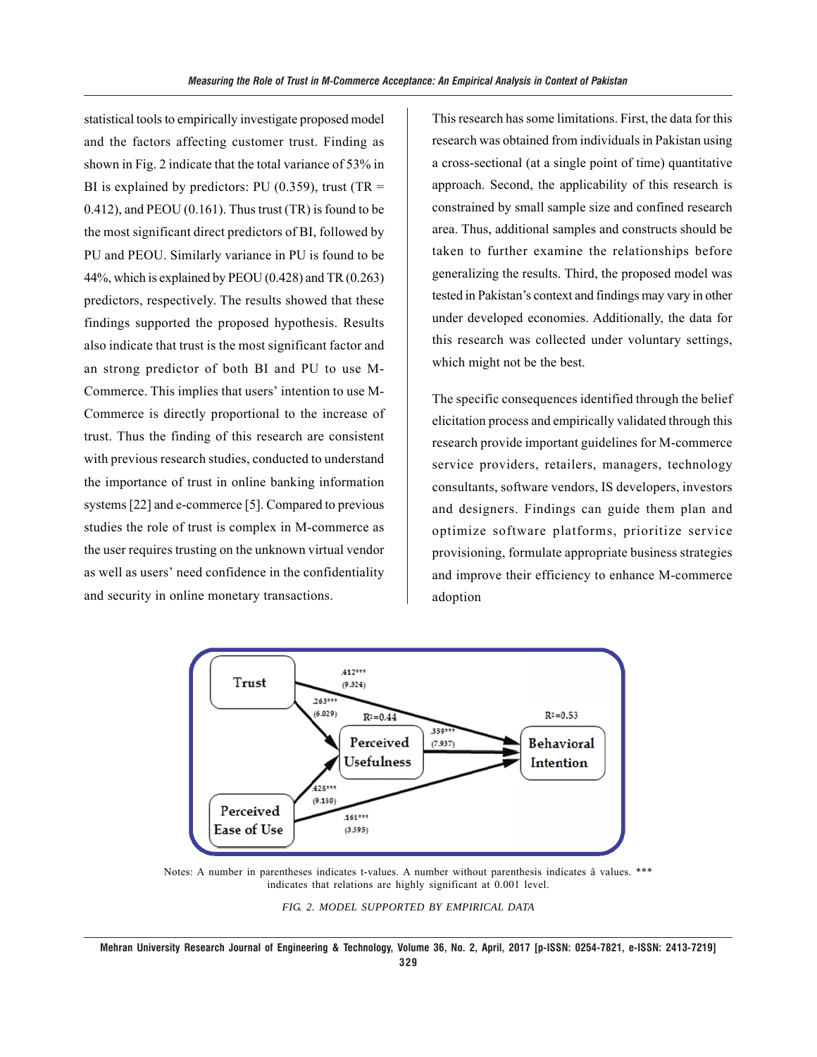statistical tools to empirically investigate proposed model and the factors affecting customer trust. Finding as shown in Fig. 2 indicate that the total variance of 53% in BI is explained by predictors: PU (0.359), trust (TR = 0.412), and PEOU (0.161). Thus trust (TR) is found to be the most significant direct predictors of BI, followed by PU and PEOU. Similarly variance in PU is found to be 44%, which is explained by PEOU (0.428) and TR (0.263) predictors, respectively. The results showed that these findings supported the proposed hypothesis. Results also indicate that trust is the most significant factor and an strong predictor of both BI and PU to use M-Commerce. This implies that users' intention to use M-Commerce is directly proportional to the increase of trust. Thus the finding of this research are consistent with previous research studies, conducted to understand the importance of trust in online banking information systems [22] and e-commerce [5]. Compared to previous studies the role of trust is complex in M-commerce as the user requires trusting on the unknown virtual vendor as well as users' need confidence in the confidentiality and security in online monetary transactions.

This research has some limitations. First, the data for this research was obtained from individuals in Pakistan using a cross-sectional (at a single point of time) quantitative approach. Second, the applicability of this research is constrained by small sample size and confined research area. Thus, additional samples and constructs should be taken to further examine the relationships before generalizing the results. Third, the proposed model was tested in Pakistan's context and findings may vary in other under developed economies. Additionally, the data for this research was collected under voluntary settings, which might not be the best.

The specific consequences identified through the belief elicitation process and empirically validated through this research provide important guidelines for M-commerce service providers, retailers, managers, technology consultants, software vendors, IS developers, investors and designers. Findings can guide them plan and optimize software platforms, prioritize service provisioning, formulate appropriate business strategies and improve their efficiency to enhance M-commerce adoption

Trust → Behavioral Intention: .412*** (9.324)
Trust → Perceived Usefulness: .263*** (6.029)
Perceived Ease of Use → Perceived Usefulness: .428*** (9.180)
Perceived Usefulness → Behavioral Intention: .359*** (7.937)
Perceived Ease of Use → Behavioral Intention: .161*** (3.595)
Perceived Usefulness: $R^2$=0.44
Behavioral Intention: $R^2$=0.53

Notes: A number in parentheses indicates t-values. A number without parenthesis indicates â values. *** indicates that relations are highly significant at 0.001 level.

*FIG. 2. MODEL SUPPORTED BY EMPIRICAL DATA*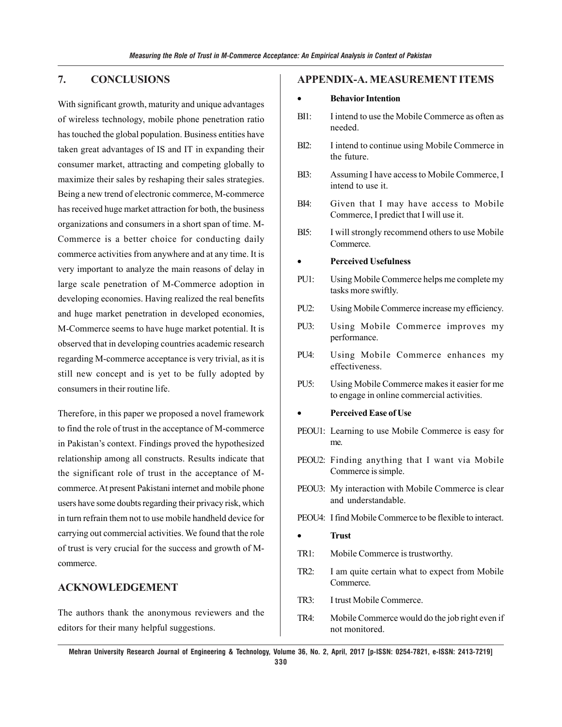## 7. CONCLUSIONS

With significant growth, maturity and unique advantages of wireless technology, mobile phone penetration ratio has touched the global population. Business entities have taken great advantages of IS and IT in expanding their consumer market, attracting and competing globally to maximize their sales by reshaping their sales strategies. Being a new trend of electronic commerce, M-commerce has received huge market attraction for both, the business organizations and consumers in a short span of time. M-Commerce is a better choice for conducting daily commerce activities from anywhere and at any time. It is very important to analyze the main reasons of delay in large scale penetration of M-Commerce adoption in developing economies. Having realized the real benefits and huge market penetration in developed economies, M-Commerce seems to have huge market potential. It is observed that in developing countries academic research regarding M-commerce acceptance is very trivial, as it is still new concept and is yet to be fully adopted by consumers in their routine life.

Therefore, in this paper we proposed a novel framework to find the role of trust in the acceptance of M-commerce in Pakistan's context. Findings proved the hypothesized relationship among all constructs. Results indicate that the significant role of trust in the acceptance of M-commerce. At present Pakistani internet and mobile phone users have some doubts regarding their privacy risk, which in turn refrain them not to use mobile handheld device for carrying out commercial activities. We found that the role of trust is very crucial for the success and growth of M-commerce.

## ACKNOWLEDGEMENT

The authors thank the anonymous reviewers and the editors for their many helpful suggestions.

## APPENDIX-A. MEASUREMENT ITEMS

- **Behavior Intention**

BI1: I intend to use the Mobile Commerce as often as needed.

BI2: I intend to continue using Mobile Commerce in the future.

BI3: Assuming I have access to Mobile Commerce, I intend to use it.

BI4: Given that I may have access to Mobile Commerce, I predict that I will use it.

BI5: I will strongly recommend others to use Mobile Commerce.

- **Perceived Usefulness**

PU1: Using Mobile Commerce helps me complete my tasks more swiftly.

PU2: Using Mobile Commerce increase my efficiency.

PU3: Using Mobile Commerce improves my performance.

PU4: Using Mobile Commerce enhances my effectiveness.

PU5: Using Mobile Commerce makes it easier for me to engage in online commercial activities.

- **Perceived Ease of Use**

PEOU1: Learning to use Mobile Commerce is easy for me.

PEOU2: Finding anything that I want via Mobile Commerce is simple.

PEOU3: My interaction with Mobile Commerce is clear and understandable.

PEOU4: I find Mobile Commerce to be flexible to interact.

- **Trust**

TR1: Mobile Commerce is trustworthy.

TR2: I am quite certain what to expect from Mobile Commerce.

TR3: I trust Mobile Commerce.

TR4: Mobile Commerce would do the job right even if not monitored.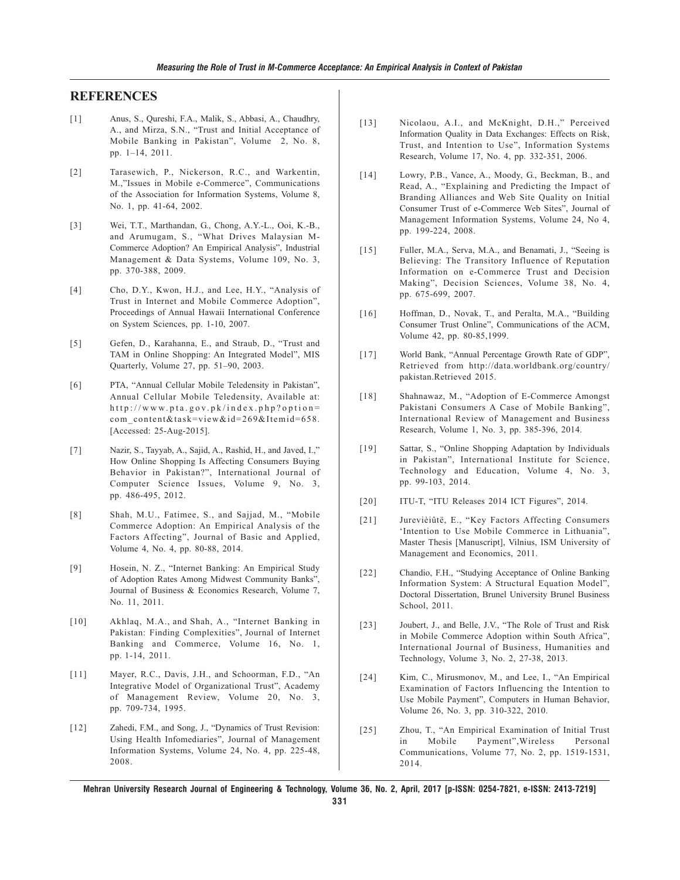## REFERENCES

[1] Anus, S., Qureshi, F.A., Malik, S., Abbasi, A., Chaudhry, A., and Mirza, S.N., "Trust and Initial Acceptance of Mobile Banking in Pakistan", Volume 2, No. 8, pp. 1–14, 2011.

[2] Tarasewich, P., Nickerson, R.C., and Warkentin, M.,"Issues in Mobile e-Commerce", Communications of the Association for Information Systems, Volume 8, No. 1, pp. 41-64, 2002.

[3] Wei, T.T., Marthandan, G., Chong, A.Y.-L., Ooi, K.-B., and Arumugam, S., "What Drives Malaysian M-Commerce Adoption? An Empirical Analysis", Industrial Management & Data Systems, Volume 109, No. 3, pp. 370-388, 2009.

[4] Cho, D.Y., Kwon, H.J., and Lee, H.Y., "Analysis of Trust in Internet and Mobile Commerce Adoption", Proceedings of Annual Hawaii International Conference on System Sciences, pp. 1-10, 2007.

[5] Gefen, D., Karahanna, E., and Straub, D., "Trust and TAM in Online Shopping: An Integrated Model", MIS Quarterly, Volume 27, pp. 51–90, 2003.

[6] PTA, "Annual Cellular Mobile Teledensity in Pakistan", Annual Cellular Mobile Teledensity, Available at: http://www.pta.gov.pk/index.php?option=com_content&task=view&id=269&Itemid=658. [Accessed: 25-Aug-2015].

[7] Nazir, S., Tayyab, A., Sajid, A., Rashid, H., and Javed, I.," How Online Shopping Is Affecting Consumers Buying Behavior in Pakistan?", International Journal of Computer Science Issues, Volume 9, No. 3, pp. 486-495, 2012.

[8] Shah, M.U., Fatimee, S., and Sajjad, M., "Mobile Commerce Adoption: An Empirical Analysis of the Factors Affecting", Journal of Basic and Applied, Volume 4, No. 4, pp. 80-88, 2014.

[9] Hosein, N. Z., "Internet Banking: An Empirical Study of Adoption Rates Among Midwest Community Banks", Journal of Business & Economics Research, Volume 7, No. 11, 2011.

[10] Akhlaq, M.A., and Shah, A., "Internet Banking in Pakistan: Finding Complexities", Journal of Internet Banking and Commerce, Volume 16, No. 1, pp. 1-14, 2011.

[11] Mayer, R.C., Davis, J.H., and Schoorman, F.D., "An Integrative Model of Organizational Trust", Academy of Management Review, Volume 20, No. 3, pp. 709-734, 1995.

[12] Zahedi, F.M., and Song, J., "Dynamics of Trust Revision: Using Health Infomediaries", Journal of Management Information Systems, Volume 24, No. 4, pp. 225-48, 2008.

[13] Nicolaou, A.I., and McKnight, D.H.," Perceived Information Quality in Data Exchanges: Effects on Risk, Trust, and Intention to Use", Information Systems Research, Volume 17, No. 4, pp. 332-351, 2006.

[14] Lowry, P.B., Vance, A., Moody, G., Beckman, B., and Read, A., "Explaining and Predicting the Impact of Branding Alliances and Web Site Quality on Initial Consumer Trust of e-Commerce Web Sites", Journal of Management Information Systems, Volume 24, No 4, pp. 199-224, 2008.

[15] Fuller, M.A., Serva, M.A., and Benamati, J., "Seeing is Believing: The Transitory Influence of Reputation Information on e-Commerce Trust and Decision Making", Decision Sciences, Volume 38, No. 4, pp. 675-699, 2007.

[16] Hoffman, D., Novak, T., and Peralta, M.A., "Building Consumer Trust Online", Communications of the ACM, Volume 42, pp. 80-85,1999.

[17] World Bank, "Annual Percentage Growth Rate of GDP", Retrieved from http://data.worldbank.org/country/pakistan.Retrieved 2015.

[18] Shahnawaz, M., "Adoption of E-Commerce Amongst Pakistani Consumers A Case of Mobile Banking", International Review of Management and Business Research, Volume 1, No. 3, pp. 385-396, 2014.

[19] Sattar, S., "Online Shopping Adaptation by Individuals in Pakistan", International Institute for Science, Technology and Education, Volume 4, No. 3, pp. 99-103, 2014.

[20] ITU-T, "ITU Releases 2014 ICT Figures", 2014.

[21] Jurevièiûtë, E., "Key Factors Affecting Consumers 'Intention to Use Mobile Commerce in Lithuania", Master Thesis [Manuscript], Vilnius, ISM University of Management and Economics, 2011.

[22] Chandio, F.H., "Studying Acceptance of Online Banking Information System: A Structural Equation Model", Doctoral Dissertation, Brunel University Brunel Business School, 2011.

[23] Joubert, J., and Belle, J.V., "The Role of Trust and Risk in Mobile Commerce Adoption within South Africa", International Journal of Business, Humanities and Technology, Volume 3, No. 2, 27-38, 2013.

[24] Kim, C., Mirusmonov, M., and Lee, I., "An Empirical Examination of Factors Influencing the Intention to Use Mobile Payment", Computers in Human Behavior, Volume 26, No. 3, pp. 310-322, 2010.

[25] Zhou, T., "An Empirical Examination of Initial Trust in Mobile Payment",Wireless Personal Communications, Volume 77, No. 2, pp. 1519-1531, 2014.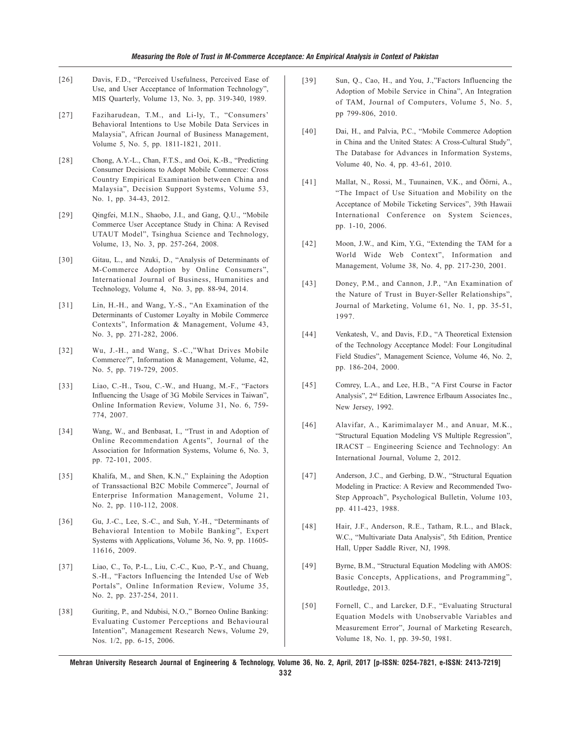[26] Davis, F.D., "Perceived Usefulness, Perceived Ease of Use, and User Acceptance of lnformation Technology", MIS Quarterly, Volume 13, No. 3, pp. 319-340, 1989.

[27] Faziharudean, T.M., and Li-ly, T., "Consumers' Behavioral Intentions to Use Mobile Data Services in Malaysia", African Journal of Business Management, Volume 5, No. 5, pp. 1811-1821, 2011.

[28] Chong, A.Y.-L., Chan, F.T.S., and Ooi, K.-B., "Predicting Consumer Decisions to Adopt Mobile Commerce: Cross Country Empirical Examination between China and Malaysia", Decision Support Systems, Volume 53, No. 1, pp. 34-43, 2012.

[29] Qingfei, M.I.N., Shaobo, J.I., and Gang, Q.U., "Mobile Commerce User Acceptance Study in China: A Revised UTAUT Model", Tsinghua Science and Technology, Volume, 13, No. 3, pp. 257-264, 2008.

[30] Gitau, L., and Nzuki, D., "Analysis of Determinants of M-Commerce Adoption by Online Consumers", International Journal of Business, Humanities and Technology, Volume 4, No. 3, pp. 88-94, 2014.

[31] Lin, H.-H., and Wang, Y.-S., "An Examination of the Determinants of Customer Loyalty in Mobile Commerce Contexts", Information & Management, Volume 43, No. 3, pp. 271-282, 2006.

[32] Wu, J.-H., and Wang, S.-C.,"What Drives Mobile Commerce?", Information & Management, Volume, 42, No. 5, pp. 719-729, 2005.

[33] Liao, C.-H., Tsou, C.-W., and Huang, M.-F., "Factors Influencing the Usage of 3G Mobile Services in Taiwan", Online Information Review, Volume 31, No. 6, 759-774, 2007.

[34] Wang, W., and Benbasat, I., "Trust in and Adoption of Online Recommendation Agents", Journal of the Association for Information Systems, Volume 6, No. 3, pp. 72-101, 2005.

[35] Khalifa, M., and Shen, K.N.," Explaining the Adoption of Transsactional B2C Mobile Commerce", Journal of Enterprise Information Management, Volume 21, No. 2, pp. 110-112, 2008.

[36] Gu, J.-C., Lee, S.-C., and Suh, Y.-H., "Determinants of Behavioral Intention to Mobile Banking", Expert Systems with Applications, Volume 36, No. 9, pp. 11605-11616, 2009.

[37] Liao, C., To, P.-L., Liu, C.-C., Kuo, P.-Y., and Chuang, S.-H., "Factors Influencing the Intended Use of Web Portals", Online Information Review, Volume 35, No. 2, pp. 237-254, 2011.

[38] Guriting, P., and Ndubisi, N.O.," Borneo Online Banking: Evaluating Customer Perceptions and Behavioural Intention", Management Research News, Volume 29, Nos. 1/2, pp. 6-15, 2006.

[39] Sun, Q., Cao, H., and You, J.,"Factors Influencing the Adoption of Mobile Service in China", An Integration of TAM, Journal of Computers, Volume 5, No. 5, pp 799-806, 2010.

[40] Dai, H., and Palvia, P.C., "Mobile Commerce Adoption in China and the United States: A Cross-Cultural Study", The Database for Advances in Information Systems, Volume 40, No. 4, pp. 43-61, 2010.

[41] Mallat, N., Rossi, M., Tuunainen, V.K., and Öörni, A., "The Impact of Use Situation and Mobility on the Acceptance of Mobile Ticketing Services", 39th Hawaii International Conference on System Sciences, pp. 1-10, 2006.

[42] Moon, J.W., and Kim, Y.G., "Extending the TAM for a World Wide Web Context", Information and Management, Volume 38, No. 4, pp. 217-230, 2001.

[43] Doney, P.M., and Cannon, J.P., "An Examination of the Nature of Trust in Buyer-Seller Relationships", Journal of Marketing, Volume 61, No. 1, pp. 35-51, 1997.

[44] Venkatesh, V., and Davis, F.D., "A Theoretical Extension of the Technology Acceptance Model: Four Longitudinal Field Studies", Management Science, Volume 46, No. 2, pp. 186-204, 2000.

[45] Comrey, L.A., and Lee, H.B., "A First Course in Factor Analysis", 2nd Edition, Lawrence Erlbaum Associates Inc., New Jersey, 1992.

[46] Alavifar, A., Karimimalayer M., and Anuar, M.K., "Structural Equation Modeling VS Multiple Regression", IRACST – Engineering Science and Technology: An International Journal, Volume 2, 2012.

[47] Anderson, J.C., and Gerbing, D.W., "Structural Equation Modeling in Practice: A Review and Recommended Two-Step Approach", Psychological Bulletin, Volume 103, pp. 411-423, 1988.

[48] Hair, J.F., Anderson, R.E., Tatham, R.L., and Black, W.C., "Multivariate Data Analysis", 5th Edition, Prentice Hall, Upper Saddle River, NJ, 1998.

[49] Byrne, B.M., "Structural Equation Modeling with AMOS: Basic Concepts, Applications, and Programming", Routledge, 2013.

[50] Fornell, C., and Larcker, D.F., "Evaluating Structural Equation Models with Unobservable Variables and Measurement Error", Journal of Marketing Research, Volume 18, No. 1, pp. 39-50, 1981.